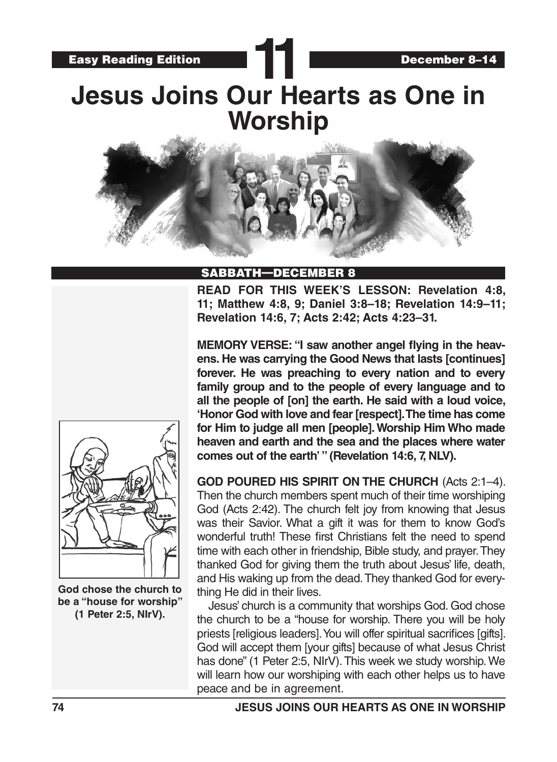Easy Reading Edition **11** December 8–14

# Jesus Joins Our Hearts as One in Worship

## SABBATH—DECEMBER 8

**READ FOR THIS WEEK'S LESSON: Revelation 4:8, 11; Matthew 4:8, 9; Daniel 3:8–18; Revelation 14:9–11; Revelation 14:6, 7; Acts 2:42; Acts 4:23–31.**

**MEMORY VERSE: "I saw another angel flying in the heavens. He was carrying the Good News that lasts [continues] forever. He was preaching to every nation and to every family group and to the people of every language and to all the people of [on] the earth. He said with a loud voice, 'Honor God with love and fear [respect]. The time has come for Him to judge all men [people]. Worship Him Who made heaven and earth and the sea and the places where water comes out of the earth' " (Revelation 14:6, 7, NLV).**

**GOD POURED HIS SPIRIT ON THE CHURCH** (Acts 2:1–4). Then the church members spent much of their time worshiping God (Acts 2:42). The church felt joy from knowing that Jesus was their Savior. What a gift it was for them to know God's wonderful truth! These first Christians felt the need to spend time with each other in friendship, Bible study, and prayer. They thanked God for giving them the truth about Jesus' life, death, and His waking up from the dead. They thanked God for everything He did in their lives.

Jesus' church is a community that worships God. God chose the church to be a "house for worship. There you will be holy priests [religious leaders]. You will offer spiritual sacrifices [gifts]. God will accept them [your gifts] because of what Jesus Christ has done" (1 Peter 2:5, NIrV). This week we study worship. We will learn how our worshiping with each other helps us to have peace and be in agreement.

**God chose the church to be a "house for worship" (1 Peter 2:5, NIrV).**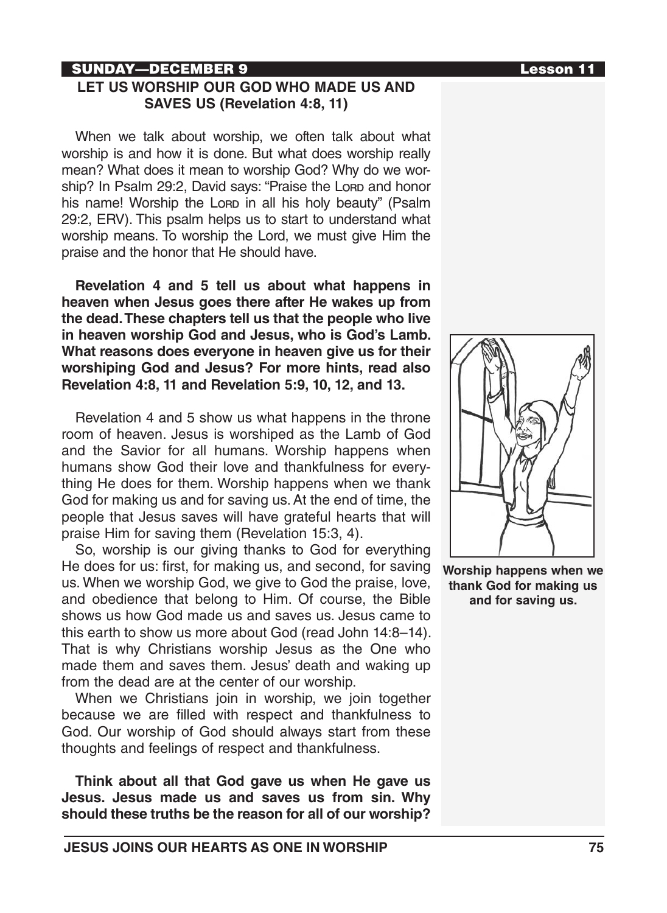SUNDAY—DECEMBER 9

## LET US WORSHIP OUR GOD WHO MADE US AND SAVES US (Revelation 4:8, 11)

When we talk about worship, we often talk about what worship is and how it is done. But what does worship really mean? What does it mean to worship God? Why do we worship? In Psalm 29:2, David says: "Praise the LORD and honor his name! Worship the LORD in all his holy beauty" (Psalm 29:2, ERV). This psalm helps us to start to understand what worship means. To worship the Lord, we must give Him the praise and the honor that He should have.

**Revelation 4 and 5 tell us about what happens in heaven when Jesus goes there after He wakes up from the dead. These chapters tell us that the people who live in heaven worship God and Jesus, who is God's Lamb. What reasons does everyone in heaven give us for their worshiping God and Jesus? For more hints, read also Revelation 4:8, 11 and Revelation 5:9, 10, 12, and 13.**

Revelation 4 and 5 show us what happens in the throne room of heaven. Jesus is worshiped as the Lamb of God and the Savior for all humans. Worship happens when humans show God their love and thankfulness for everything He does for them. Worship happens when we thank God for making us and for saving us. At the end of time, the people that Jesus saves will have grateful hearts that will praise Him for saving them (Revelation 15:3, 4).

So, worship is our giving thanks to God for everything He does for us: first, for making us, and second, for saving us. When we worship God, we give to God the praise, love, and obedience that belong to Him. Of course, the Bible shows us how God made us and saves us. Jesus came to this earth to show us more about God (read John 14:8–14). That is why Christians worship Jesus as the One who made them and saves them. Jesus' death and waking up from the dead are at the center of our worship.

When we Christians join in worship, we join together because we are filled with respect and thankfulness to God. Our worship of God should always start from these thoughts and feelings of respect and thankfulness.

**Think about all that God gave us when He gave us Jesus. Jesus made us and saves us from sin. Why should these truths be the reason for all of our worship?**

**Worship happens when we thank God for making us and for saving us.**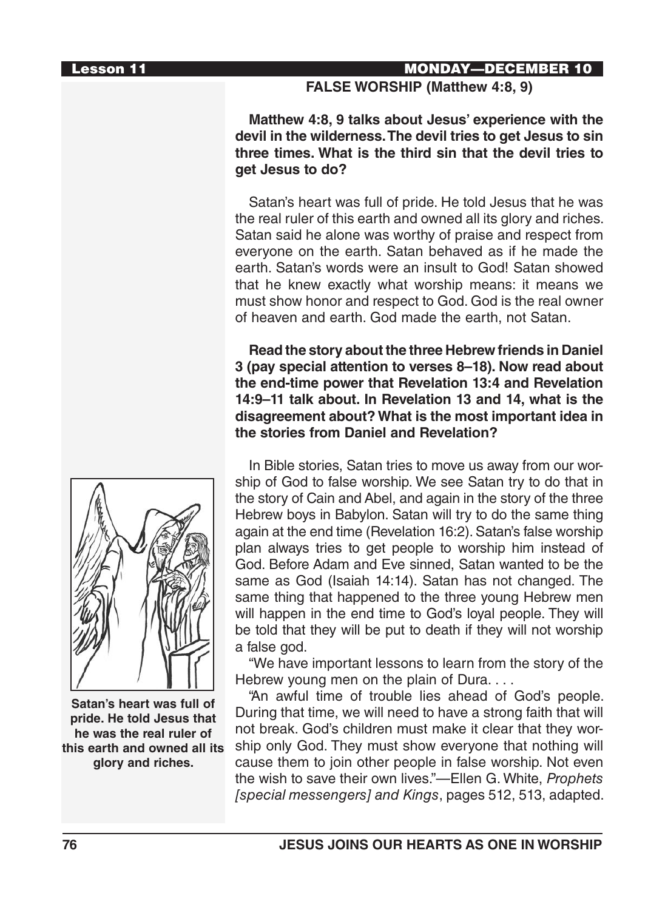## FALSE WORSHIP (Matthew 4:8, 9)

**Matthew 4:8, 9 talks about Jesus' experience with the devil in the wilderness. The devil tries to get Jesus to sin three times. What is the third sin that the devil tries to get Jesus to do?**

Satan's heart was full of pride. He told Jesus that he was the real ruler of this earth and owned all its glory and riches. Satan said he alone was worthy of praise and respect from everyone on the earth. Satan behaved as if he made the earth. Satan's words were an insult to God! Satan showed that he knew exactly what worship means: it means we must show honor and respect to God. God is the real owner of heaven and earth. God made the earth, not Satan.

**Read the story about the three Hebrew friends in Daniel 3 (pay special attention to verses 8–18). Now read about the end-time power that Revelation 13:4 and Revelation 14:9–11 talk about. In Revelation 13 and 14, what is the disagreement about? What is the most important idea in the stories from Daniel and Revelation?**

In Bible stories, Satan tries to move us away from our worship of God to false worship. We see Satan try to do that in the story of Cain and Abel, and again in the story of the three Hebrew boys in Babylon. Satan will try to do the same thing again at the end time (Revelation 16:2). Satan's false worship plan always tries to get people to worship him instead of God. Before Adam and Eve sinned, Satan wanted to be the same as God (Isaiah 14:14). Satan has not changed. The same thing that happened to the three young Hebrew men will happen in the end time to God's loyal people. They will be told that they will be put to death if they will not worship a false god.

"We have important lessons to learn from the story of the Hebrew young men on the plain of Dura. . . .

"An awful time of trouble lies ahead of God's people. During that time, we will need to have a strong faith that will not break. God's children must make it clear that they worship only God. They must show everyone that nothing will cause them to join other people in false worship. Not even the wish to save their own lives."—Ellen G. White, *Prophets [special messengers] and Kings*, pages 512, 513, adapted.

**Satan's heart was full of pride. He told Jesus that he was the real ruler of this earth and owned all its glory and riches.**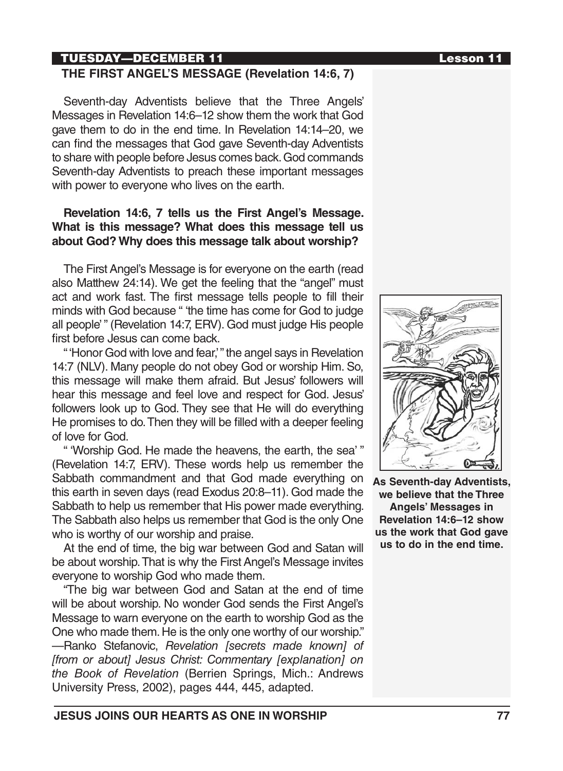**TUESDAY—DECEMBER 11** **Lesson 11**

## THE FIRST ANGEL'S MESSAGE (Revelation 14:6, 7)

Seventh-day Adventists believe that the Three Angels' Messages in Revelation 14:6–12 show them the work that God gave them to do in the end time. In Revelation 14:14–20, we can find the messages that God gave Seventh-day Adventists to share with people before Jesus comes back. God commands Seventh-day Adventists to preach these important messages with power to everyone who lives on the earth.

**Revelation 14:6, 7 tells us the First Angel's Message. What is this message? What does this message tell us about God? Why does this message talk about worship?**

The First Angel's Message is for everyone on the earth (read also Matthew 24:14). We get the feeling that the "angel" must act and work fast. The first message tells people to fill their minds with God because " 'the time has come for God to judge all people' " (Revelation 14:7, ERV). God must judge His people first before Jesus can come back.

" 'Honor God with love and fear,' " the angel says in Revelation 14:7 (NLV). Many people do not obey God or worship Him. So, this message will make them afraid. But Jesus' followers will hear this message and feel love and respect for God. Jesus' followers look up to God. They see that He will do everything He promises to do. Then they will be filled with a deeper feeling of love for God.

" 'Worship God. He made the heavens, the earth, the sea' " (Revelation 14:7, ERV). These words help us remember the Sabbath commandment and that God made everything on this earth in seven days (read Exodus 20:8–11). God made the Sabbath to help us remember that His power made everything. The Sabbath also helps us remember that God is the only One who is worthy of our worship and praise.

At the end of time, the big war between God and Satan will be about worship. That is why the First Angel's Message invites everyone to worship God who made them.

"The big war between God and Satan at the end of time will be about worship. No wonder God sends the First Angel's Message to warn everyone on the earth to worship God as the One who made them. He is the only one worthy of our worship." —Ranko Stefanovic, *Revelation [secrets made known] of [from or about] Jesus Christ: Commentary [explanation] on the Book of Revelation* (Berrien Springs, Mich.: Andrews University Press, 2002), pages 444, 445, adapted.

**As Seventh-day Adventists, we believe that the Three Angels' Messages in Revelation 14:6–12 show us the work that God gave us to do in the end time.**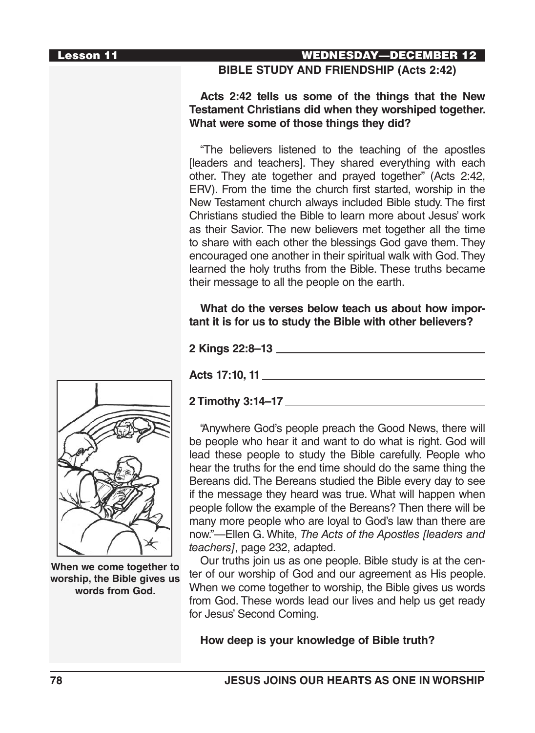## WEDNESDAY—DECEMBER 12

### BIBLE STUDY AND FRIENDSHIP (Acts 2:42)

**Acts 2:42 tells us some of the things that the New Testament Christians did when they worshiped together. What were some of those things they did?**

"The believers listened to the teaching of the apostles [leaders and teachers]. They shared everything with each other. They ate together and prayed together" (Acts 2:42, ERV). From the time the church first started, worship in the New Testament church always included Bible study. The first Christians studied the Bible to learn more about Jesus' work as their Savior. The new believers met together all the time to share with each other the blessings God gave them. They encouraged one another in their spiritual walk with God. They learned the holy truths from the Bible. These truths became their message to all the people on the earth.

**What do the verses below teach us about how important it is for us to study the Bible with other believers?**

**2 Kings 22:8–13** ______________________________

**Acts 17:10, 11** ______________________________

**2 Timothy 3:14–17** ______________________________

"Anywhere God's people preach the Good News, there will be people who hear it and want to do what is right. God will lead these people to study the Bible carefully. People who hear the truths for the end time should do the same thing the Bereans did. The Bereans studied the Bible every day to see if the message they heard was true. What will happen when people follow the example of the Bereans? Then there will be many more people who are loyal to God's law than there are now."—Ellen G. White, *The Acts of the Apostles [leaders and teachers]*, page 232, adapted.

Our truths join us as one people. Bible study is at the center of our worship of God and our agreement as His people. When we come together to worship, the Bible gives us words from God. These words lead our lives and help us get ready for Jesus' Second Coming.

**When we come together to worship, the Bible gives us words from God.**

**How deep is your knowledge of Bible truth?**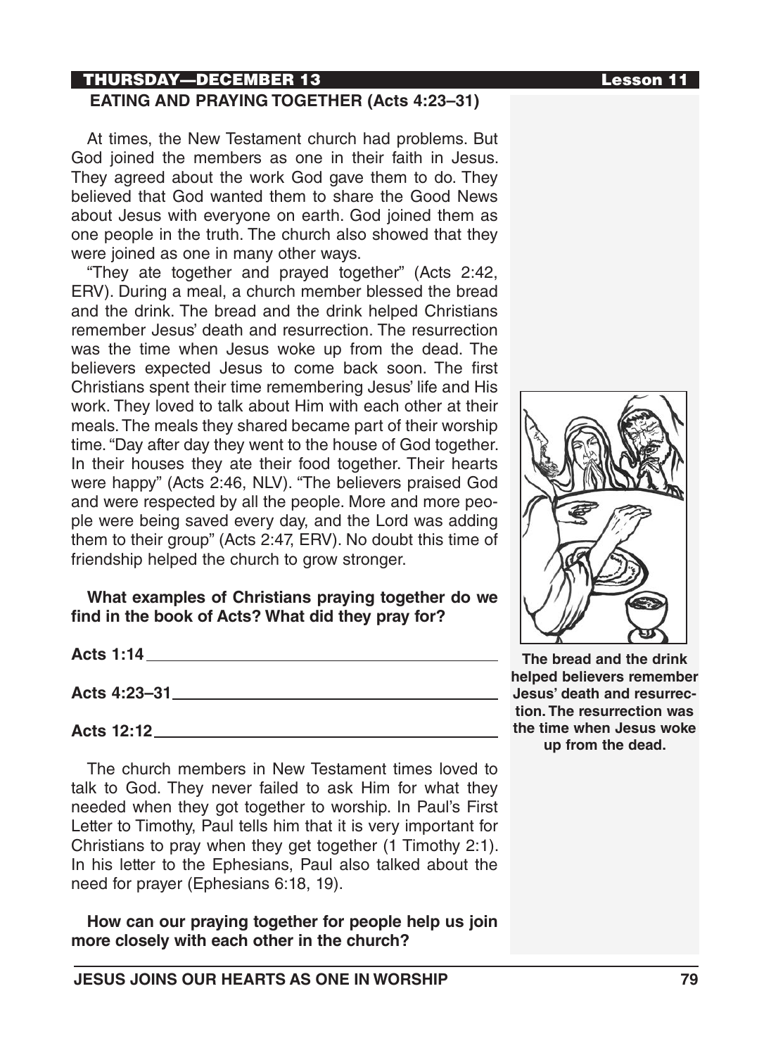THURSDAY—DECEMBER 13 Lesson 11

## EATING AND PRAYING TOGETHER (Acts 4:23–31)

At times, the New Testament church had problems. But God joined the members as one in their faith in Jesus. They agreed about the work God gave them to do. They believed that God wanted them to share the Good News about Jesus with everyone on earth. God joined them as one people in the truth. The church also showed that they were joined as one in many other ways.

"They ate together and prayed together" (Acts 2:42, ERV). During a meal, a church member blessed the bread and the drink. The bread and the drink helped Christians remember Jesus' death and resurrection. The resurrection was the time when Jesus woke up from the dead. The believers expected Jesus to come back soon. The first Christians spent their time remembering Jesus' life and His work. They loved to talk about Him with each other at their meals. The meals they shared became part of their worship time. "Day after day they went to the house of God together. In their houses they ate their food together. Their hearts were happy" (Acts 2:46, NLV). "The believers praised God and were respected by all the people. More and more people were being saved every day, and the Lord was adding them to their group" (Acts 2:47, ERV). No doubt this time of friendship helped the church to grow stronger.

**What examples of Christians praying together do we find in the book of Acts? What did they pray for?**

**Acts 1:14** ________________________________________

**Acts 4:23–31** ____________________________________

**Acts 12:12** ______________________________________

The church members in New Testament times loved to talk to God. They never failed to ask Him for what they needed when they got together to worship. In Paul's First Letter to Timothy, Paul tells him that it is very important for Christians to pray when they get together (1 Timothy 2:1). In his letter to the Ephesians, Paul also talked about the need for prayer (Ephesians 6:18, 19).

**How can our praying together for people help us join more closely with each other in the church?**

**The bread and the drink helped believers remember Jesus' death and resurrection. The resurrection was the time when Jesus woke up from the dead.**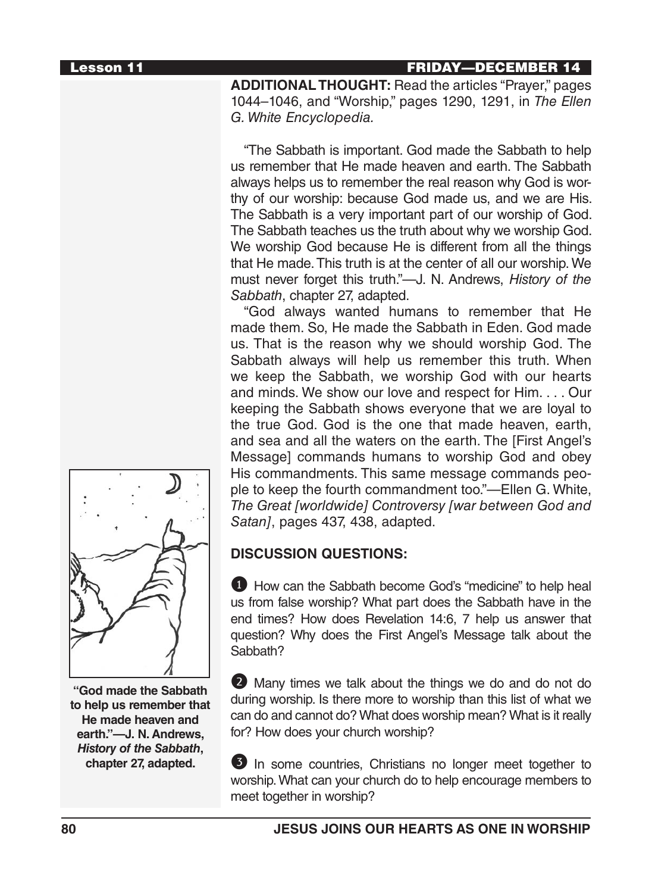**ADDITIONAL THOUGHT:** Read the articles "Prayer," pages 1044–1046, and "Worship," pages 1290, 1291, in *The Ellen G. White Encyclopedia.*

"The Sabbath is important. God made the Sabbath to help us remember that He made heaven and earth. The Sabbath always helps us to remember the real reason why God is worthy of our worship: because God made us, and we are His. The Sabbath is a very important part of our worship of God. The Sabbath teaches us the truth about why we worship God. We worship God because He is different from all the things that He made. This truth is at the center of all our worship. We must never forget this truth."—J. N. Andrews, *History of the Sabbath*, chapter 27, adapted.

"God always wanted humans to remember that He made them. So, He made the Sabbath in Eden. God made us. That is the reason why we should worship God. The Sabbath always will help us remember this truth. When we keep the Sabbath, we worship God with our hearts and minds. We show our love and respect for Him. . . . Our keeping the Sabbath shows everyone that we are loyal to the true God. God is the one that made heaven, earth, and sea and all the waters on the earth. The [First Angel's Message] commands humans to worship God and obey His commandments. This same message commands people to keep the fourth commandment too."—Ellen G. White, *The Great [worldwide] Controversy [war between God and Satan]*, pages 437, 438, adapted.

**"God made the Sabbath to help us remember that He made heaven and earth."—J. N. Andrews, *History of the Sabbath*, chapter 27, adapted.**

**DISCUSSION QUESTIONS:**

1. How can the Sabbath become God's "medicine" to help heal us from false worship? What part does the Sabbath have in the end times? How does Revelation 14:6, 7 help us answer that question? Why does the First Angel's Message talk about the Sabbath?

2. Many times we talk about the things we do and do not do during worship. Is there more to worship than this list of what we can do and cannot do? What does worship mean? What is it really for? How does your church worship?

3. In some countries, Christians no longer meet together to worship. What can your church do to help encourage members to meet together in worship?